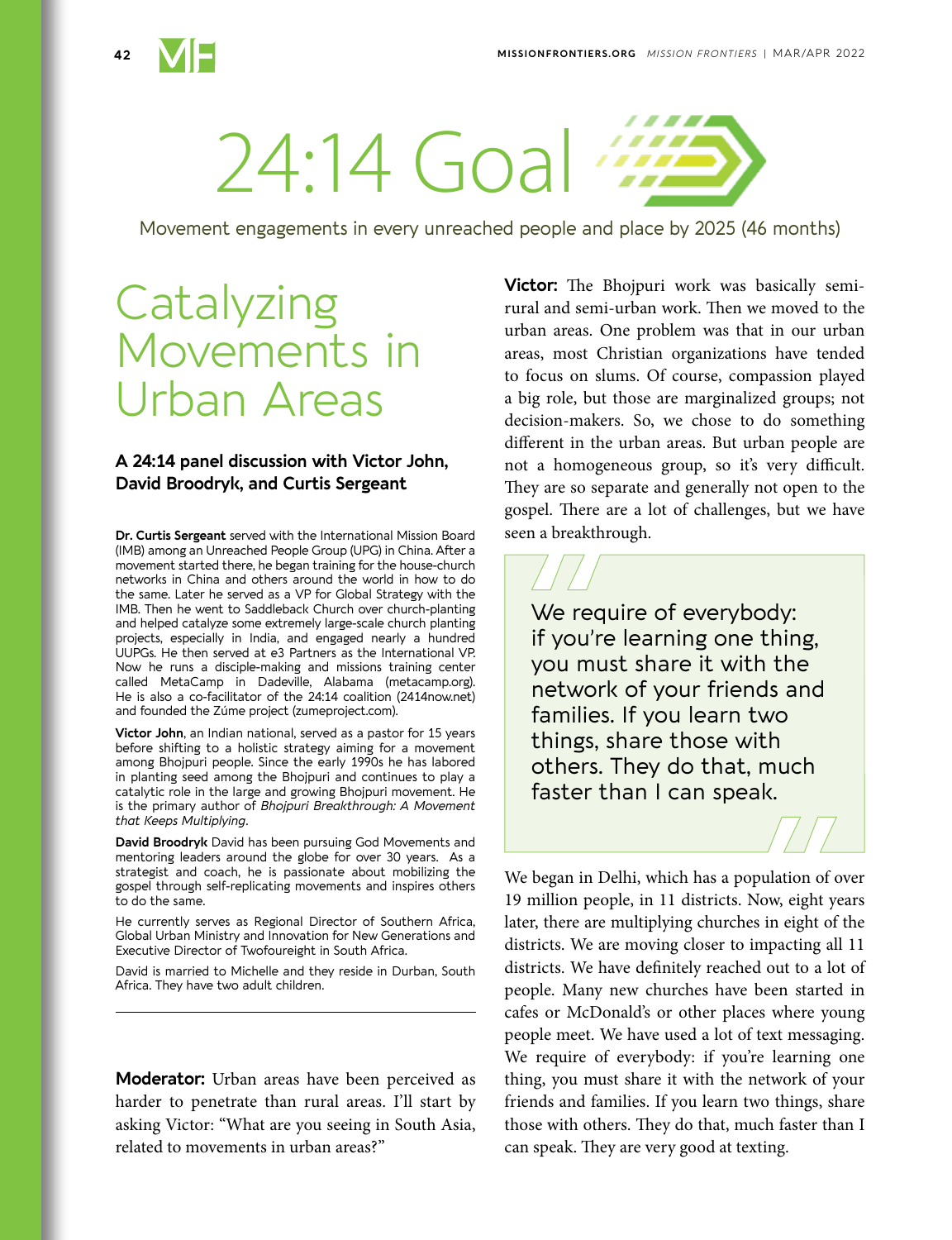# 24:14 Goal

Movement engagements in every unreached people and place by 2025 (46 months)

## Catalyzing Movements in Urban Areas

**A 24:14 panel discussion with Victor John, David Broodryk, and Curtis Sergeant**

**Dr. Curtis Sergeant** served with the International Mission Board (IMB) among an Unreached People Group (UPG) in China. After a movement started there, he began training for the house-church networks in China and others around the world in how to do the same. Later he served as a VP for Global Strategy with the IMB. Then he went to Saddleback Church over church-planting and helped catalyze some extremely large-scale church planting projects, especially in India, and engaged nearly a hundred UUPGs. He then served at e3 Partners as the International VP. Now he runs a disciple-making and missions training center called MetaCamp in Dadeville, Alabama (metacamp.org). He is also a co-facilitator of the 24:14 coalition (2414now.net) and founded the Zúme project (zumeproject.com).

**Victor John**, an Indian national, served as a pastor for 15 years before shifting to a holistic strategy aiming for a movement among Bhojpuri people. Since the early 1990s he has labored in planting seed among the Bhojpuri and continues to play a catalytic role in the large and growing Bhojpuri movement. He is the primary author of *Bhojpuri Breakthrough: A Movement that Keeps Multiplying*.

**David Broodryk** David has been pursuing God Movements and mentoring leaders around the globe for over 30 years. As a strategist and coach, he is passionate about mobilizing the gospel through self-replicating movements and inspires others to do the same.

He currently serves as Regional Director of Southern Africa, Global Urban Ministry and Innovation for New Generations and Executive Director of Twofoureight in South Africa.

David is married to Michelle and they reside in Durban, South Africa. They have two adult children.

---

**Moderator:** Urban areas have been perceived as harder to penetrate than rural areas. I'll start by asking Victor: "What are you seeing in South Asia, related to movements in urban areas?"

**Victor:** The Bhojpuri work was basically semi-rural and semi-urban work. Then we moved to the urban areas. One problem was that in our urban areas, most Christian organizations have tended to focus on slums. Of course, compassion played a big role, but those are marginalized groups; not decision-makers. So, we chose to do something different in the urban areas. But urban people are not a homogeneous group, so it's very difficult. They are so separate and generally not open to the gospel. There are a lot of challenges, but we have seen a breakthrough.

> We require of everybody: if you're learning one thing, you must share it with the network of your friends and families. If you learn two things, share those with others. They do that, much faster than I can speak.

We began in Delhi, which has a population of over 19 million people, in 11 districts. Now, eight years later, there are multiplying churches in eight of the districts. We are moving closer to impacting all 11 districts. We have definitely reached out to a lot of people. Many new churches have been started in cafes or McDonald's or other places where young people meet. We have used a lot of text messaging. We require of everybody: if you're learning one thing, you must share it with the network of your friends and families. If you learn two things, share those with others. They do that, much faster than I can speak. They are very good at texting.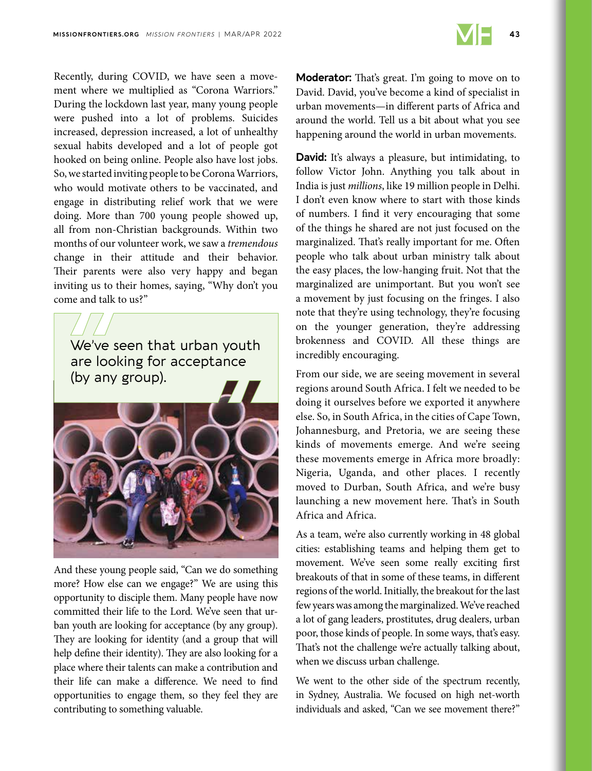Recently, during COVID, we have seen a movement where we multiplied as "Corona Warriors." During the lockdown last year, many young people were pushed into a lot of problems. Suicides increased, depression increased, a lot of unhealthy sexual habits developed and a lot of people got hooked on being online. People also have lost jobs. So, we started inviting people to be Corona Warriors, who would motivate others to be vaccinated, and engage in distributing relief work that we were doing. More than 700 young people showed up, all from non-Christian backgrounds. Within two months of our volunteer work, we saw a *tremendous* change in their attitude and their behavior. Their parents were also very happy and began inviting us to their homes, saying, "Why don't you come and talk to us?"

> We've seen that urban youth are looking for acceptance (by any group).

And these young people said, "Can we do something more? How else can we engage?" We are using this opportunity to disciple them. Many people have now committed their life to the Lord. We've seen that urban youth are looking for acceptance (by any group). They are looking for identity (and a group that will help define their identity). They are also looking for a place where their talents can make a contribution and their life can make a difference. We need to find opportunities to engage them, so they feel they are contributing to something valuable.

**Moderator:** That's great. I'm going to move on to David. David, you've become a kind of specialist in urban movements—in different parts of Africa and around the world. Tell us a bit about what you see happening around the world in urban movements.

**David:** It's always a pleasure, but intimidating, to follow Victor John. Anything you talk about in India is just *millions*, like 19 million people in Delhi. I don't even know where to start with those kinds of numbers. I find it very encouraging that some of the things he shared are not just focused on the marginalized. That's really important for me. Often people who talk about urban ministry talk about the easy places, the low-hanging fruit. Not that the marginalized are unimportant. But you won't see a movement by just focusing on the fringes. I also note that they're using technology, they're focusing on the younger generation, they're addressing brokenness and COVID. All these things are incredibly encouraging.

From our side, we are seeing movement in several regions around South Africa. I felt we needed to be doing it ourselves before we exported it anywhere else. So, in South Africa, in the cities of Cape Town, Johannesburg, and Pretoria, we are seeing these kinds of movements emerge. And we're seeing these movements emerge in Africa more broadly: Nigeria, Uganda, and other places. I recently moved to Durban, South Africa, and we're busy launching a new movement here. That's in South Africa and Africa.

As a team, we're also currently working in 48 global cities: establishing teams and helping them get to movement. We've seen some really exciting first breakouts of that in some of these teams, in different regions of the world. Initially, the breakout for the last few years was among the marginalized. We've reached a lot of gang leaders, prostitutes, drug dealers, urban poor, those kinds of people. In some ways, that's easy. That's not the challenge we're actually talking about, when we discuss urban challenge.

We went to the other side of the spectrum recently, in Sydney, Australia. We focused on high net-worth individuals and asked, "Can we see movement there?"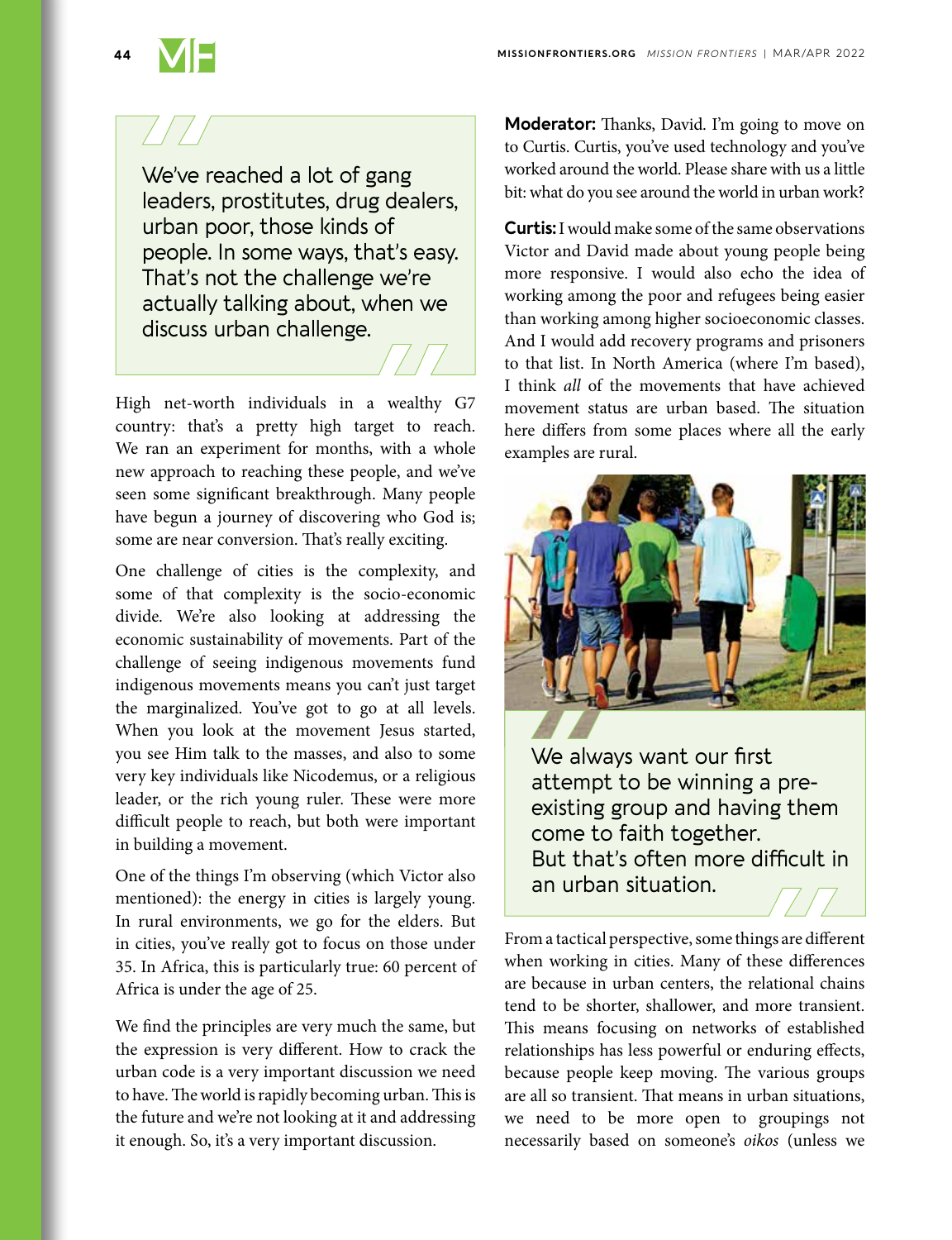> We've reached a lot of gang leaders, prostitutes, drug dealers, urban poor, those kinds of people. In some ways, that's easy. That's not the challenge we're actually talking about, when we discuss urban challenge.

High net-worth individuals in a wealthy G7 country: that's a pretty high target to reach. We ran an experiment for months, with a whole new approach to reaching these people, and we've seen some significant breakthrough. Many people have begun a journey of discovering who God is; some are near conversion. That's really exciting.

One challenge of cities is the complexity, and some of that complexity is the socio-economic divide. We're also looking at addressing the economic sustainability of movements. Part of the challenge of seeing indigenous movements fund indigenous movements means you can't just target the marginalized. You've got to go at all levels. When you look at the movement Jesus started, you see Him talk to the masses, and also to some very key individuals like Nicodemus, or a religious leader, or the rich young ruler. These were more difficult people to reach, but both were important in building a movement.

One of the things I'm observing (which Victor also mentioned): the energy in cities is largely young. In rural environments, we go for the elders. But in cities, you've really got to focus on those under 35. In Africa, this is particularly true: 60 percent of Africa is under the age of 25.

We find the principles are very much the same, but the expression is very different. How to crack the urban code is a very important discussion we need to have. The world is rapidly becoming urban. This is the future and we're not looking at it and addressing it enough. So, it's a very important discussion.

**Moderator:** Thanks, David. I'm going to move on to Curtis. Curtis, you've used technology and you've worked around the world. Please share with us a little bit: what do you see around the world in urban work?

**Curtis:** I would make some of the same observations Victor and David made about young people being more responsive. I would also echo the idea of working among the poor and refugees being easier than working among higher socioeconomic classes. And I would add recovery programs and prisoners to that list. In North America (where I'm based), I think *all* of the movements that have achieved movement status are urban based. The situation here differs from some places where all the early examples are rural.

> We always want our first attempt to be winning a pre-existing group and having them come to faith together. But that's often more difficult in an urban situation.

From a tactical perspective, some things are different when working in cities. Many of these differences are because in urban centers, the relational chains tend to be shorter, shallower, and more transient. This means focusing on networks of established relationships has less powerful or enduring effects, because people keep moving. The various groups are all so transient. That means in urban situations, we need to be more open to groupings not necessarily based on someone's *oikos* (unless we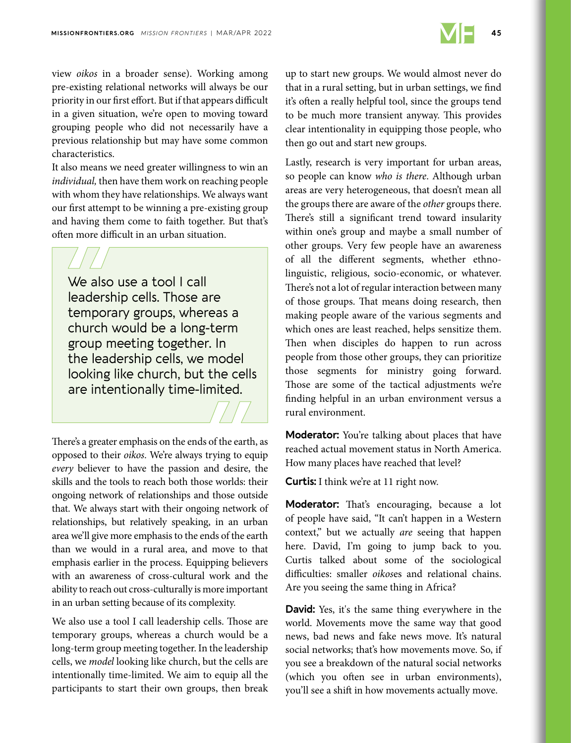view *oikos* in a broader sense). Working among pre-existing relational networks will always be our priority in our first effort. But if that appears difficult in a given situation, we're open to moving toward grouping people who did not necessarily have a previous relationship but may have some common characteristics.

It also means we need greater willingness to win an *individual,* then have them work on reaching people with whom they have relationships. We always want our first attempt to be winning a pre-existing group and having them come to faith together. But that's often more difficult in an urban situation.

> We also use a tool I call leadership cells. Those are temporary groups, whereas a church would be a long-term group meeting together. In the leadership cells, we model looking like church, but the cells are intentionally time-limited.

There's a greater emphasis on the ends of the earth, as opposed to their *oikos*. We're always trying to equip *every* believer to have the passion and desire, the skills and the tools to reach both those worlds: their ongoing network of relationships and those outside that. We always start with their ongoing network of relationships, but relatively speaking, in an urban area we'll give more emphasis to the ends of the earth than we would in a rural area, and move to that emphasis earlier in the process. Equipping believers with an awareness of cross-cultural work and the ability to reach out cross-culturally is more important in an urban setting because of its complexity.

We also use a tool I call leadership cells. Those are temporary groups, whereas a church would be a long-term group meeting together. In the leadership cells, we *model* looking like church, but the cells are intentionally time-limited. We aim to equip all the participants to start their own groups, then break up to start new groups. We would almost never do that in a rural setting, but in urban settings, we find it's often a really helpful tool, since the groups tend to be much more transient anyway. This provides clear intentionality in equipping those people, who then go out and start new groups.

Lastly, research is very important for urban areas, so people can know *who is there*. Although urban areas are very heterogeneous, that doesn't mean all the groups there are aware of the *other* groups there. There's still a significant trend toward insularity within one's group and maybe a small number of other groups. Very few people have an awareness of all the different segments, whether ethno-linguistic, religious, socio-economic, or whatever. There's not a lot of regular interaction between many of those groups. That means doing research, then making people aware of the various segments and which ones are least reached, helps sensitize them. Then when disciples do happen to run across people from those other groups, they can prioritize those segments for ministry going forward. Those are some of the tactical adjustments we're finding helpful in an urban environment versus a rural environment.

**Moderator:** You're talking about places that have reached actual movement status in North America. How many places have reached that level?

**Curtis:** I think we're at 11 right now.

**Moderator:** That's encouraging, because a lot of people have said, "It can't happen in a Western context," but we actually *are* seeing that happen here. David, I'm going to jump back to you. Curtis talked about some of the sociological difficulties: smaller *oikos*es and relational chains. Are you seeing the same thing in Africa?

**David:** Yes, it's the same thing everywhere in the world. Movements move the same way that good news, bad news and fake news move. It's natural social networks; that's how movements move. So, if you see a breakdown of the natural social networks (which you often see in urban environments), you'll see a shift in how movements actually move.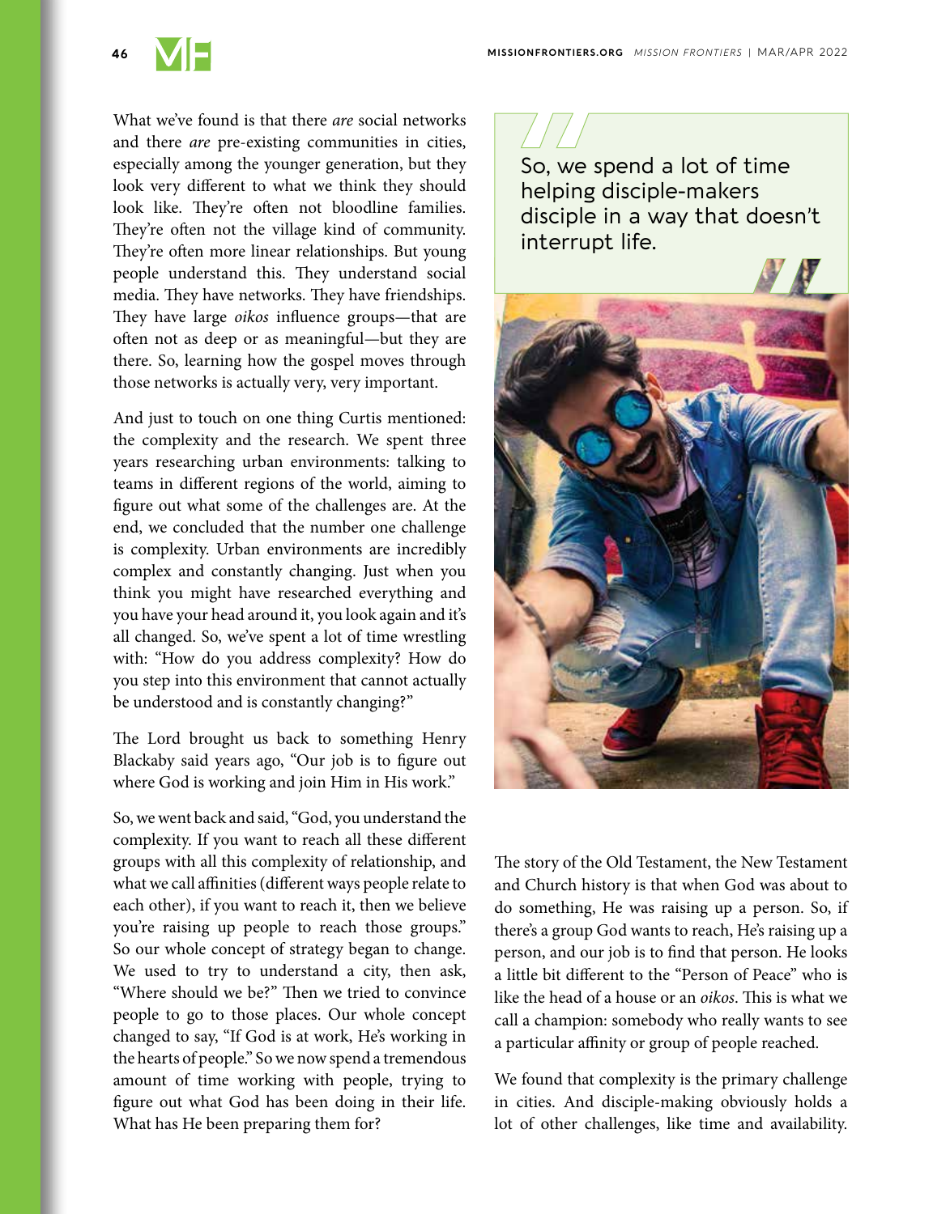What we've found is that there *are* social networks and there *are* pre-existing communities in cities, especially among the younger generation, but they look very different to what we think they should look like. They're often not bloodline families. They're often not the village kind of community. They're often more linear relationships. But young people understand this. They understand social media. They have networks. They have friendships. They have large *oikos* influence groups—that are often not as deep or as meaningful—but they are there. So, learning how the gospel moves through those networks is actually very, very important.

And just to touch on one thing Curtis mentioned: the complexity and the research. We spent three years researching urban environments: talking to teams in different regions of the world, aiming to figure out what some of the challenges are. At the end, we concluded that the number one challenge is complexity. Urban environments are incredibly complex and constantly changing. Just when you think you might have researched everything and you have your head around it, you look again and it's all changed. So, we've spent a lot of time wrestling with: "How do you address complexity? How do you step into this environment that cannot actually be understood and is constantly changing?"

The Lord brought us back to something Henry Blackaby said years ago, "Our job is to figure out where God is working and join Him in His work."

So, we went back and said, "God, you understand the complexity. If you want to reach all these different groups with all this complexity of relationship, and what we call affinities (different ways people relate to each other), if you want to reach it, then we believe you're raising up people to reach those groups." So our whole concept of strategy began to change. We used to try to understand a city, then ask, "Where should we be?" Then we tried to convince people to go to those places. Our whole concept changed to say, "If God is at work, He's working in the hearts of people." So we now spend a tremendous amount of time working with people, trying to figure out what God has been doing in their life. What has He been preparing them for?

> So, we spend a lot of time helping disciple-makers disciple in a way that doesn't interrupt life.

The story of the Old Testament, the New Testament and Church history is that when God was about to do something, He was raising up a person. So, if there's a group God wants to reach, He's raising up a person, and our job is to find that person. He looks a little bit different to the "Person of Peace" who is like the head of a house or an *oikos*. This is what we call a champion: somebody who really wants to see a particular affinity or group of people reached.

We found that complexity is the primary challenge in cities. And disciple-making obviously holds a lot of other challenges, like time and availability.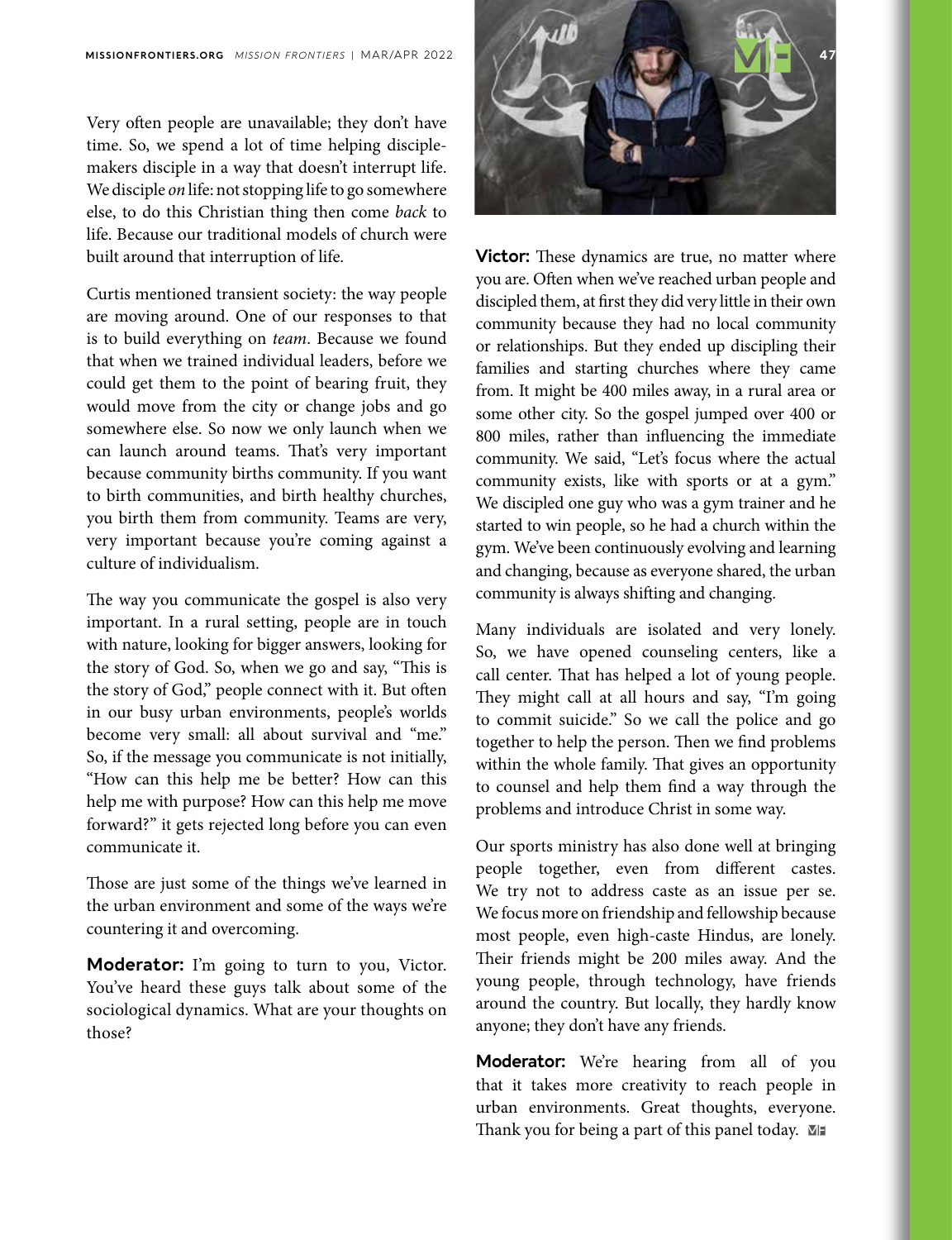Very often people are unavailable; they don't have time. So, we spend a lot of time helping disciple-makers disciple in a way that doesn't interrupt life. We disciple *on* life: not stopping life to go somewhere else, to do this Christian thing then come *back* to life. Because our traditional models of church were built around that interruption of life.

Curtis mentioned transient society: the way people are moving around. One of our responses to that is to build everything on *team*. Because we found that when we trained individual leaders, before we could get them to the point of bearing fruit, they would move from the city or change jobs and go somewhere else. So now we only launch when we can launch around teams. That's very important because community births community. If you want to birth communities, and birth healthy churches, you birth them from community. Teams are very, very important because you're coming against a culture of individualism.

The way you communicate the gospel is also very important. In a rural setting, people are in touch with nature, looking for bigger answers, looking for the story of God. So, when we go and say, "This is the story of God," people connect with it. But often in our busy urban environments, people's worlds become very small: all about survival and "me." So, if the message you communicate is not initially, "How can this help me be better? How can this help me with purpose? How can this help me move forward?" it gets rejected long before you can even communicate it.

Those are just some of the things we've learned in the urban environment and some of the ways we're countering it and overcoming.

**Moderator:** I'm going to turn to you, Victor. You've heard these guys talk about some of the sociological dynamics. What are your thoughts on those?

**Victor:** These dynamics are true, no matter where you are. Often when we've reached urban people and discipled them, at first they did very little in their own community because they had no local community or relationships. But they ended up discipling their families and starting churches where they came from. It might be 400 miles away, in a rural area or some other city. So the gospel jumped over 400 or 800 miles, rather than influencing the immediate community. We said, "Let's focus where the actual community exists, like with sports or at a gym." We discipled one guy who was a gym trainer and he started to win people, so he had a church within the gym. We've been continuously evolving and learning and changing, because as everyone shared, the urban community is always shifting and changing.

Many individuals are isolated and very lonely. So, we have opened counseling centers, like a call center. That has helped a lot of young people. They might call at all hours and say, "I'm going to commit suicide." So we call the police and go together to help the person. Then we find problems within the whole family. That gives an opportunity to counsel and help them find a way through the problems and introduce Christ in some way.

Our sports ministry has also done well at bringing people together, even from different castes. We try not to address caste as an issue per se. We focus more on friendship and fellowship because most people, even high-caste Hindus, are lonely. Their friends might be 200 miles away. And the young people, through technology, have friends around the country. But locally, they hardly know anyone; they don't have any friends.

**Moderator:** We're hearing from all of you that it takes more creativity to reach people in urban environments. Great thoughts, everyone. Thank you for being a part of this panel today.